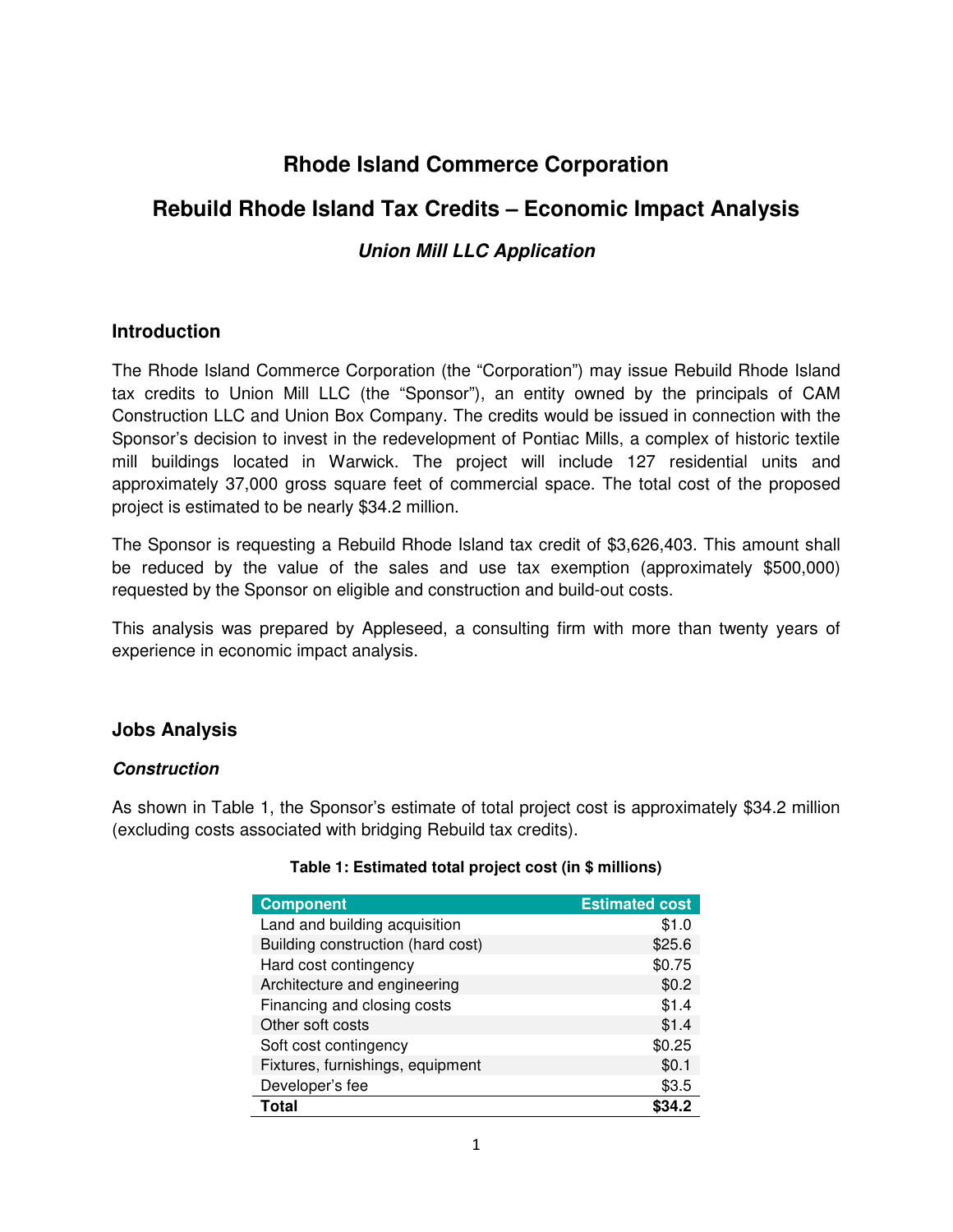# Rhode Island Commerce Corporation

# Rebuild Rhode Island Tax Credits – Economic Impact Analysis

### *Union Mill LLC Application*

## Introduction

The Rhode Island Commerce Corporation (the "Corporation") may issue Rebuild Rhode Island tax credits to Union Mill LLC (the "Sponsor"), an entity owned by the principals of CAM Construction LLC and Union Box Company. The credits would be issued in connection with the Sponsor's decision to invest in the redevelopment of Pontiac Mills, a complex of historic textile mill buildings located in Warwick. The project will include 127 residential units and approximately 37,000 gross square feet of commercial space. The total cost of the proposed project is estimated to be nearly $34.2 million.

The Sponsor is requesting a Rebuild Rhode Island tax credit of $3,626,403. This amount shall be reduced by the value of the sales and use tax exemption (approximately $500,000) requested by the Sponsor on eligible and construction and build-out costs.

This analysis was prepared by Appleseed, a consulting firm with more than twenty years of experience in economic impact analysis.

## Jobs Analysis

### *Construction*

As shown in Table 1, the Sponsor's estimate of total project cost is approximately $34.2 million (excluding costs associated with bridging Rebuild tax credits).

**Table 1: Estimated total project cost (in $ millions)**

| Component | Estimated cost |
|---|---:|
| Land and building acquisition | $1.0 |
| Building construction (hard cost) | $25.6 |
| Hard cost contingency | $0.75 |
| Architecture and engineering | $0.2 |
| Financing and closing costs | $1.4 |
| Other soft costs | $1.4 |
| Soft cost contingency | $0.25 |
| Fixtures, furnishings, equipment | $0.1 |
| Developer's fee | $3.5 |
| **Total** | **$34.2** |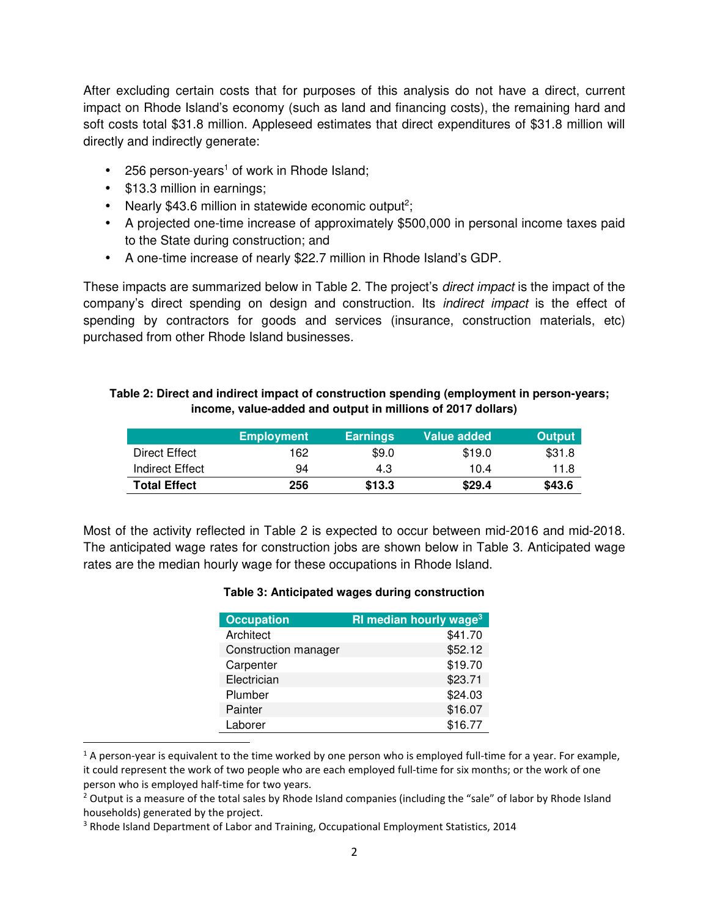After excluding certain costs that for purposes of this analysis do not have a direct, current impact on Rhode Island's economy (such as land and financing costs), the remaining hard and soft costs total $31.8 million. Appleseed estimates that direct expenditures of $31.8 million will directly and indirectly generate:

- 256 person-years[1] of work in Rhode Island;
- $13.3 million in earnings;
- Nearly $43.6 million in statewide economic output[2];
- A projected one-time increase of approximately $500,000 in personal income taxes paid to the State during construction; and
- A one-time increase of nearly $22.7 million in Rhode Island's GDP.

These impacts are summarized below in Table 2. The project's *direct impact* is the impact of the company's direct spending on design and construction. Its *indirect impact* is the effect of spending by contractors for goods and services (insurance, construction materials, etc) purchased from other Rhode Island businesses.

**Table 2: Direct and indirect impact of construction spending (employment in person-years; income, value-added and output in millions of 2017 dollars)**

| | Employment | Earnings | Value added | Output |
|---|---|---|---|---|
| Direct Effect | 162 | $9.0 | $19.0 | $31.8 |
| Indirect Effect | 94 | 4.3 | 10.4 | 11.8 |
| **Total Effect** | **256** | **$13.3** | **$29.4** | **$43.6** |

Most of the activity reflected in Table 2 is expected to occur between mid-2016 and mid-2018. The anticipated wage rates for construction jobs are shown below in Table 3. Anticipated wage rates are the median hourly wage for these occupations in Rhode Island.

**Table 3: Anticipated wages during construction**

| Occupation | RI median hourly wage[3] |
|---|---|
| Architect | $41.70 |
| Construction manager | $52.12 |
| Carpenter | $19.70 |
| Electrician | $23.71 |
| Plumber | $24.03 |
| Painter | $16.07 |
| Laborer | $16.77 |

[1] A person-year is equivalent to the time worked by one person who is employed full-time for a year. For example, it could represent the work of two people who are each employed full-time for six months; or the work of one person who is employed half-time for two years.

[2] Output is a measure of the total sales by Rhode Island companies (including the "sale" of labor by Rhode Island households) generated by the project.

[3] Rhode Island Department of Labor and Training, Occupational Employment Statistics, 2014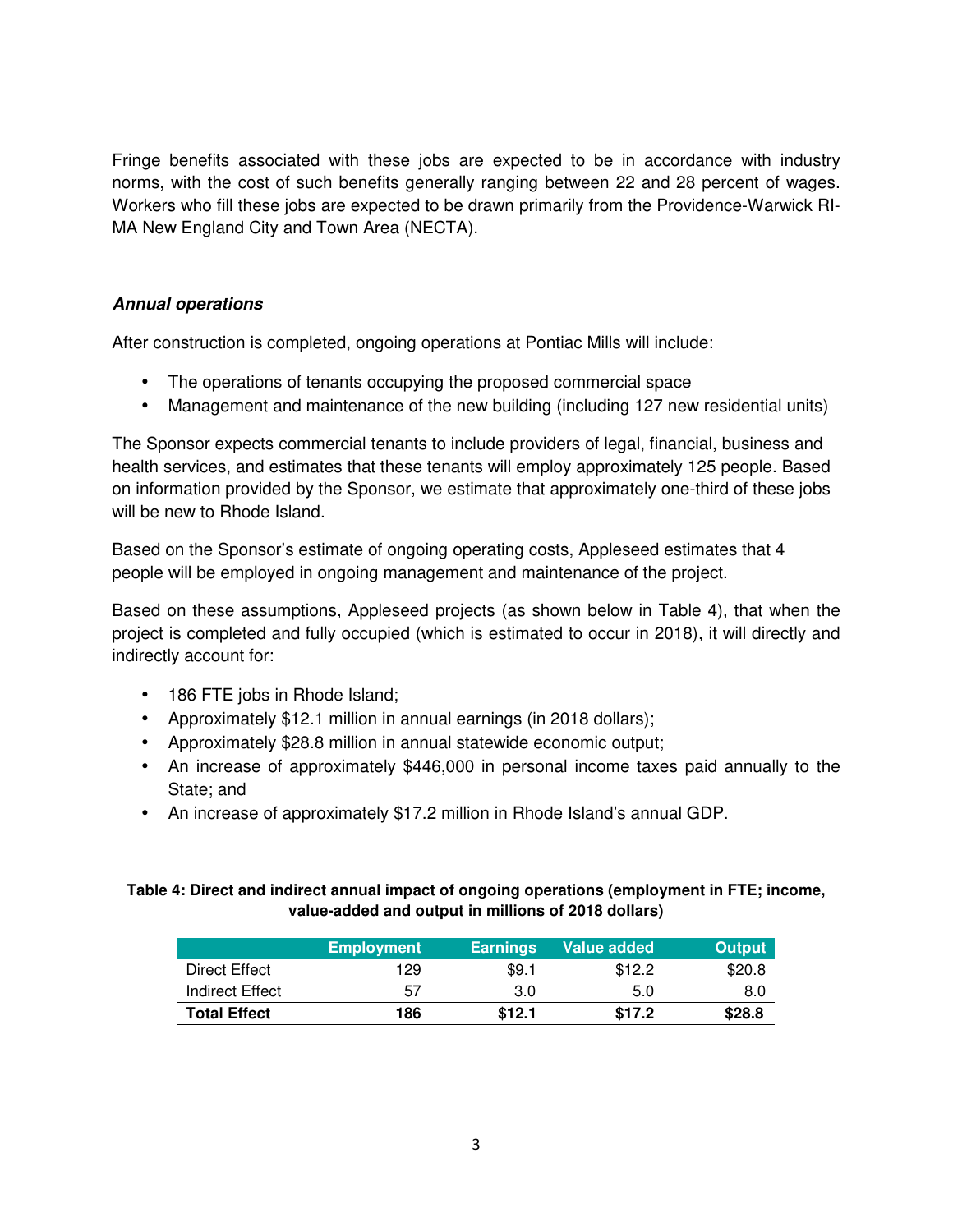Fringe benefits associated with these jobs are expected to be in accordance with industry norms, with the cost of such benefits generally ranging between 22 and 28 percent of wages. Workers who fill these jobs are expected to be drawn primarily from the Providence-Warwick RI-MA New England City and Town Area (NECTA).

### *Annual operations*

After construction is completed, ongoing operations at Pontiac Mills will include:

- The operations of tenants occupying the proposed commercial space
- Management and maintenance of the new building (including 127 new residential units)

The Sponsor expects commercial tenants to include providers of legal, financial, business and health services, and estimates that these tenants will employ approximately 125 people. Based on information provided by the Sponsor, we estimate that approximately one-third of these jobs will be new to Rhode Island.

Based on the Sponsor's estimate of ongoing operating costs, Appleseed estimates that 4 people will be employed in ongoing management and maintenance of the project.

Based on these assumptions, Appleseed projects (as shown below in Table 4), that when the project is completed and fully occupied (which is estimated to occur in 2018), it will directly and indirectly account for:

- 186 FTE jobs in Rhode Island;
- Approximately $12.1 million in annual earnings (in 2018 dollars);
- Approximately $28.8 million in annual statewide economic output;
- An increase of approximately $446,000 in personal income taxes paid annually to the State; and
- An increase of approximately $17.2 million in Rhode Island's annual GDP.

**Table 4: Direct and indirect annual impact of ongoing operations (employment in FTE; income, value-added and output in millions of 2018 dollars)**

| | Employment | Earnings | Value added | Output |
|---|---|---|---|---|
| Direct Effect | 129 | $9.1 | $12.2 | $20.8 |
| Indirect Effect | 57 | 3.0 | 5.0 | 8.0 |
| **Total Effect** | **186** | **$12.1** | **$17.2** | **$28.8** |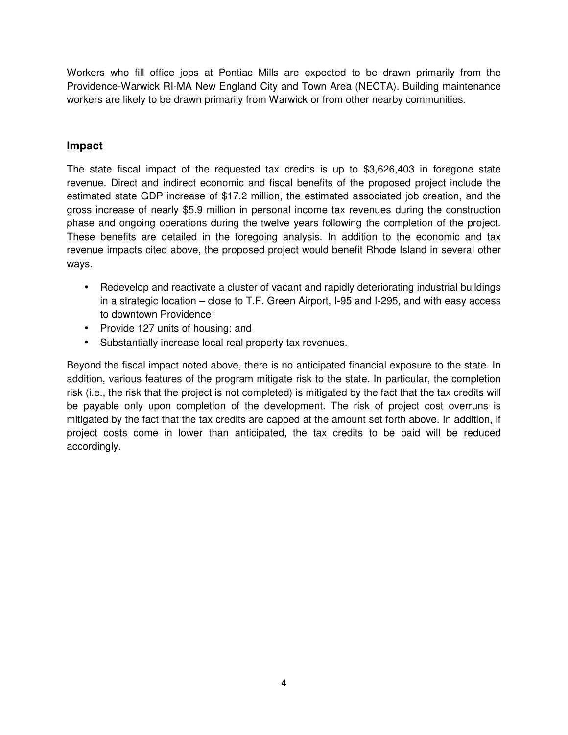Workers who fill office jobs at Pontiac Mills are expected to be drawn primarily from the Providence-Warwick RI-MA New England City and Town Area (NECTA). Building maintenance workers are likely to be drawn primarily from Warwick or from other nearby communities.

## Impact

The state fiscal impact of the requested tax credits is up to $3,626,403 in foregone state revenue. Direct and indirect economic and fiscal benefits of the proposed project include the estimated state GDP increase of $17.2 million, the estimated associated job creation, and the gross increase of nearly $5.9 million in personal income tax revenues during the construction phase and ongoing operations during the twelve years following the completion of the project. These benefits are detailed in the foregoing analysis. In addition to the economic and tax revenue impacts cited above, the proposed project would benefit Rhode Island in several other ways.

- Redevelop and reactivate a cluster of vacant and rapidly deteriorating industrial buildings in a strategic location – close to T.F. Green Airport, I-95 and I-295, and with easy access to downtown Providence;
- Provide 127 units of housing; and
- Substantially increase local real property tax revenues.

Beyond the fiscal impact noted above, there is no anticipated financial exposure to the state. In addition, various features of the program mitigate risk to the state. In particular, the completion risk (i.e., the risk that the project is not completed) is mitigated by the fact that the tax credits will be payable only upon completion of the development. The risk of project cost overruns is mitigated by the fact that the tax credits are capped at the amount set forth above. In addition, if project costs come in lower than anticipated, the tax credits to be paid will be reduced accordingly.